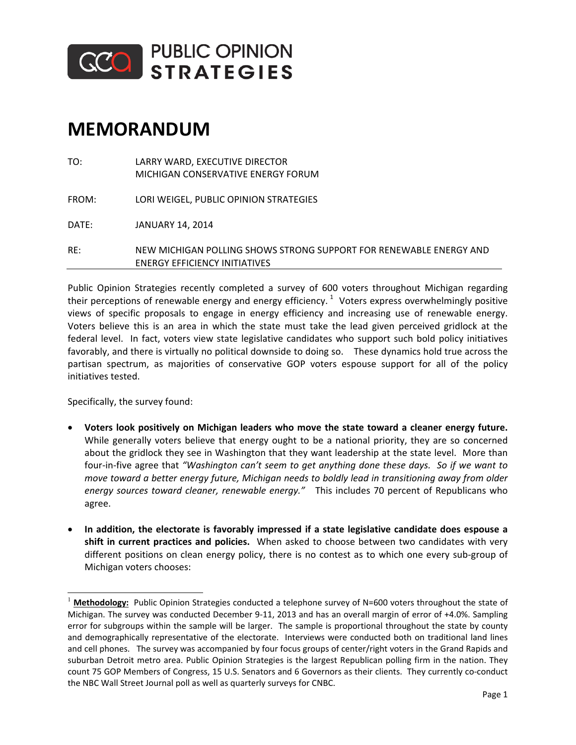PUBLIC OPINION STRATEGIES

# MEMORANDUM

TO: LARRY WARD, EXECUTIVE DIRECTOR
MICHIGAN CONSERVATIVE ENERGY FORUM

FROM: LORI WEIGEL, PUBLIC OPINION STRATEGIES

DATE: JANUARY 14, 2014

RE: NEW MICHIGAN POLLING SHOWS STRONG SUPPORT FOR RENEWABLE ENERGY AND ENERGY EFFICIENCY INITIATIVES

---

Public Opinion Strategies recently completed a survey of 600 voters throughout Michigan regarding their perceptions of renewable energy and energy efficiency.[1] Voters express overwhelmingly positive views of specific proposals to engage in energy efficiency and increasing use of renewable energy. Voters believe this is an area in which the state must take the lead given perceived gridlock at the federal level. In fact, voters view state legislative candidates who support such bold policy initiatives favorably, and there is virtually no political downside to doing so. These dynamics hold true across the partisan spectrum, as majorities of conservative GOP voters espouse support for all of the policy initiatives tested.

Specifically, the survey found:

- **Voters look positively on Michigan leaders who move the state toward a cleaner energy future.** While generally voters believe that energy ought to be a national priority, they are so concerned about the gridlock they see in Washington that they want leadership at the state level. More than four-in-five agree that *"Washington can't seem to get anything done these days. So if we want to move toward a better energy future, Michigan needs to boldly lead in transitioning away from older energy sources toward cleaner, renewable energy."* This includes 70 percent of Republicans who agree.

- **In addition, the electorate is favorably impressed if a state legislative candidate does espouse a shift in current practices and policies.** When asked to choose between two candidates with very different positions on clean energy policy, there is no contest as to which one every sub-group of Michigan voters chooses:

---

[1] **Methodology:** Public Opinion Strategies conducted a telephone survey of N=600 voters throughout the state of Michigan. The survey was conducted December 9-11, 2013 and has an overall margin of error of +4.0%. Sampling error for subgroups within the sample will be larger. The sample is proportional throughout the state by county and demographically representative of the electorate. Interviews were conducted both on traditional land lines and cell phones. The survey was accompanied by four focus groups of center/right voters in the Grand Rapids and suburban Detroit metro area. Public Opinion Strategies is the largest Republican polling firm in the nation. They count 75 GOP Members of Congress, 15 U.S. Senators and 6 Governors as their clients. They currently co-conduct the NBC Wall Street Journal poll as well as quarterly surveys for CNBC.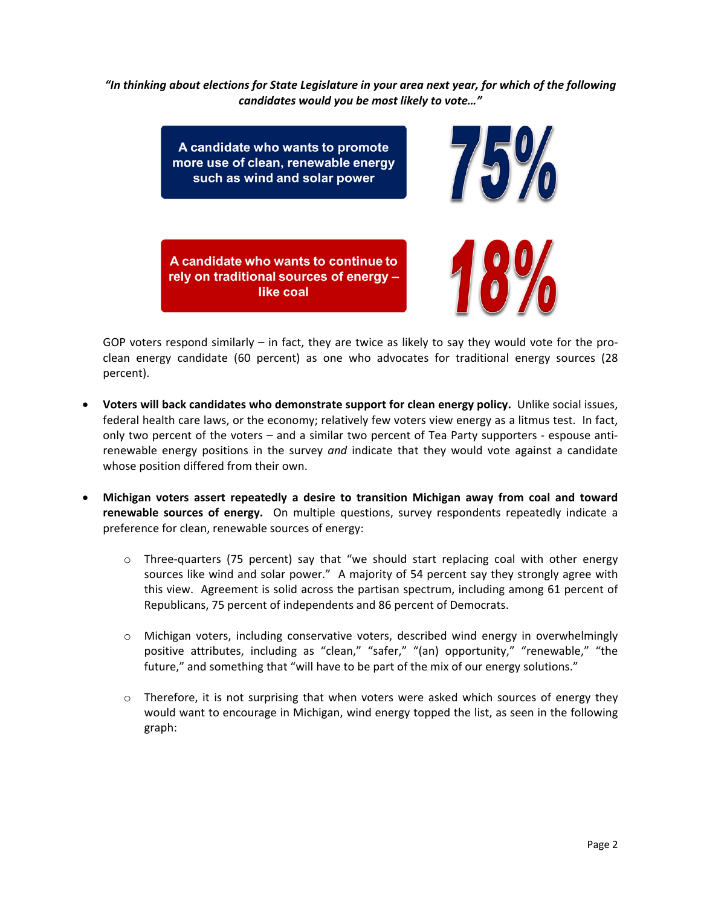*"In thinking about elections for State Legislature in your area next year, for which of the following candidates would you be most likely to vote…"*

| Candidate | Percent |
| --- | --- |
| A candidate who wants to promote more use of clean, renewable energy such as wind and solar power | 75% |
| A candidate who wants to continue to rely on traditional sources of energy – like coal | 18% |

GOP voters respond similarly – in fact, they are twice as likely to say they would vote for the pro-clean energy candidate (60 percent) as one who advocates for traditional energy sources (28 percent).

- **Voters will back candidates who demonstrate support for clean energy policy.** Unlike social issues, federal health care laws, or the economy; relatively few voters view energy as a litmus test. In fact, only two percent of the voters – and a similar two percent of Tea Party supporters - espouse anti-renewable energy positions in the survey *and* indicate that they would vote against a candidate whose position differed from their own.

- **Michigan voters assert repeatedly a desire to transition Michigan away from coal and toward renewable sources of energy.** On multiple questions, survey respondents repeatedly indicate a preference for clean, renewable sources of energy:

  - Three-quarters (75 percent) say that "we should start replacing coal with other energy sources like wind and solar power." A majority of 54 percent say they strongly agree with this view. Agreement is solid across the partisan spectrum, including among 61 percent of Republicans, 75 percent of independents and 86 percent of Democrats.

  - Michigan voters, including conservative voters, described wind energy in overwhelmingly positive attributes, including as "clean," "safer," "(an) opportunity," "renewable," "the future," and something that "will have to be part of the mix of our energy solutions."

  - Therefore, it is not surprising that when voters were asked which sources of energy they would want to encourage in Michigan, wind energy topped the list, as seen in the following graph: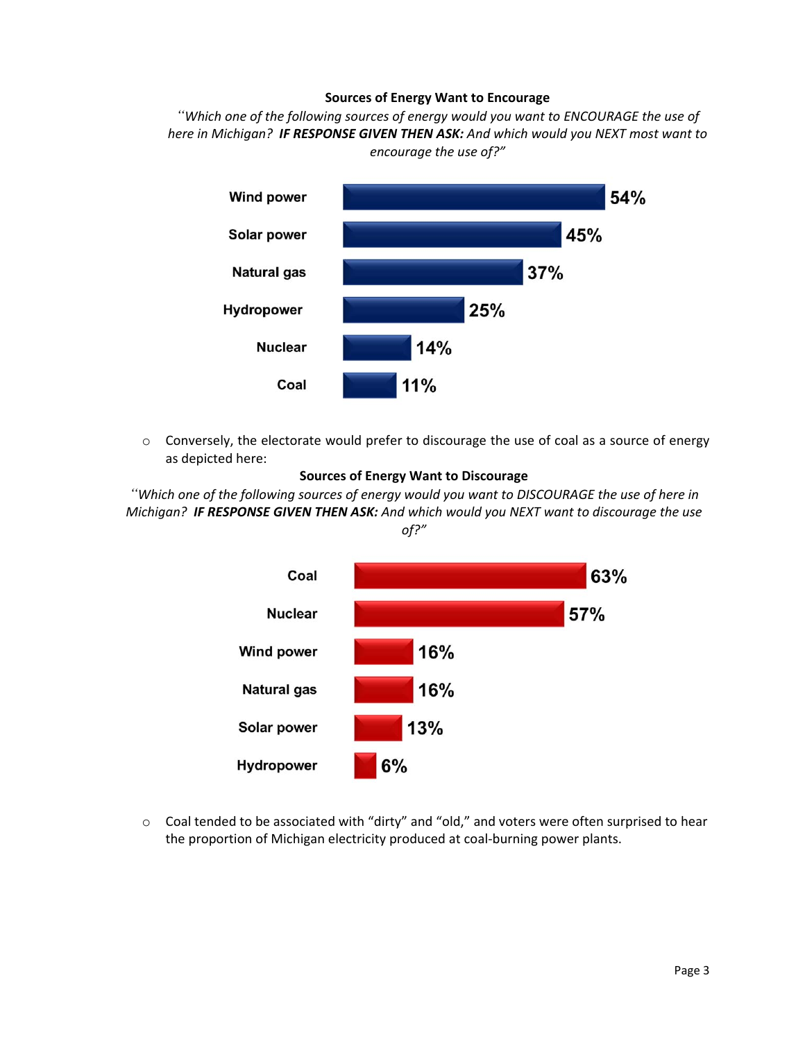**Sources of Energy Want to Encourage**

*"Which one of the following sources of energy would you want to ENCOURAGE the use of here in Michigan?* ***IF RESPONSE GIVEN THEN ASK:*** *And which would you NEXT most want to encourage the use of?"*

| Source | Percent |
|---|---|
| Wind power | 54% |
| Solar power | 45% |
| Natural gas | 37% |
| Hydropower | 25% |
| Nuclear | 14% |
| Coal | 11% |

- Conversely, the electorate would prefer to discourage the use of coal as a source of energy as depicted here:

**Sources of Energy Want to Discourage**

*"Which one of the following sources of energy would you want to DISCOURAGE the use of here in Michigan?* ***IF RESPONSE GIVEN THEN ASK:*** *And which would you NEXT want to discourage the use of?"*

| Source | Percent |
|---|---|
| Coal | 63% |
| Nuclear | 57% |
| Wind power | 16% |
| Natural gas | 16% |
| Solar power | 13% |
| Hydropower | 6% |

- Coal tended to be associated with "dirty" and "old," and voters were often surprised to hear the proportion of Michigan electricity produced at coal-burning power plants.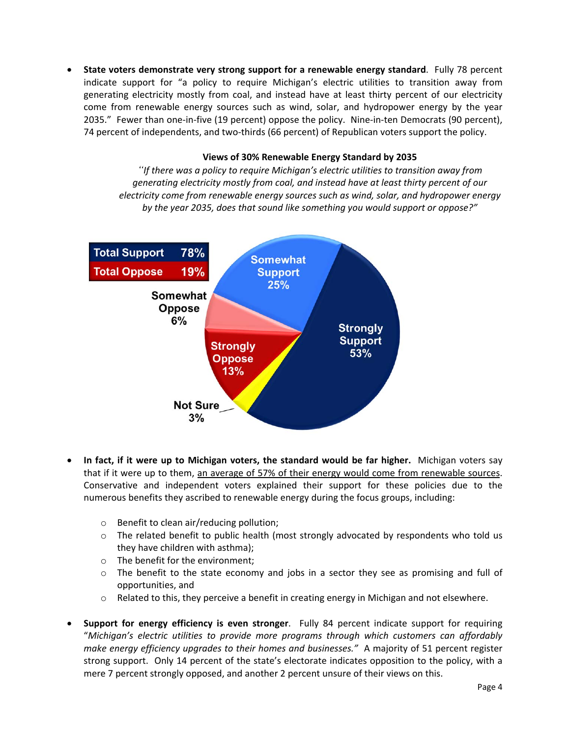- **State voters demonstrate very strong support for a renewable energy standard**. Fully 78 percent indicate support for "a policy to require Michigan's electric utilities to transition away from generating electricity mostly from coal, and instead have at least thirty percent of our electricity come from renewable energy sources such as wind, solar, and hydropower energy by the year 2035." Fewer than one-in-five (19 percent) oppose the policy. Nine-in-ten Democrats (90 percent), 74 percent of independents, and two-thirds (66 percent) of Republican voters support the policy.

**Views of 30% Renewable Energy Standard by 2035**

*"If there was a policy to require Michigan's electric utilities to transition away from generating electricity mostly from coal, and instead have at least thirty percent of our electricity come from renewable energy sources such as wind, solar, and hydropower energy by the year 2035, does that sound like something you would support or oppose?"*

| Total Support | 78% |
| --- | --- |
| Total Oppose | 19% |

| Response | Percent |
| --- | --- |
| Strongly Support | 53% |
| Somewhat Support | 25% |
| Somewhat Oppose | 6% |
| Strongly Oppose | 13% |
| Not Sure | 3% |

- **In fact, if it were up to Michigan voters, the standard would be far higher.** Michigan voters say that if it were up to them, an average of 57% of their energy would come from renewable sources. Conservative and independent voters explained their support for these policies due to the numerous benefits they ascribed to renewable energy during the focus groups, including:
  - Benefit to clean air/reducing pollution;
  - The related benefit to public health (most strongly advocated by respondents who told us they have children with asthma);
  - The benefit for the environment;
  - The benefit to the state economy and jobs in a sector they see as promising and full of opportunities, and
  - Related to this, they perceive a benefit in creating energy in Michigan and not elsewhere.

- **Support for energy efficiency is even stronger**. Fully 84 percent indicate support for requiring "*Michigan's electric utilities to provide more programs through which customers can affordably make energy efficiency upgrades to their homes and businesses.*" A majority of 51 percent register strong support. Only 14 percent of the state's electorate indicates opposition to the policy, with a mere 7 percent strongly opposed, and another 2 percent unsure of their views on this.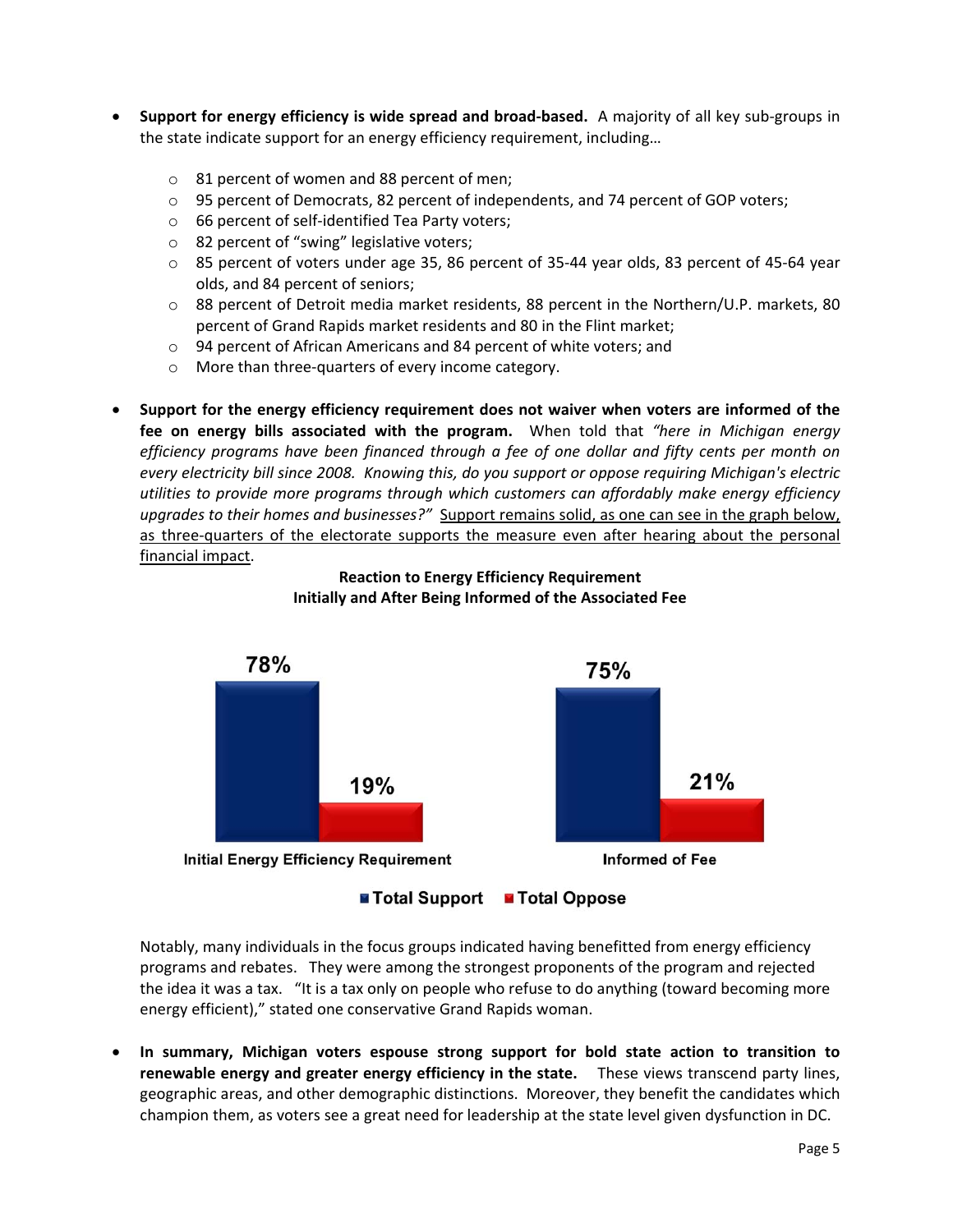- **Support for energy efficiency is wide spread and broad-based.** A majority of all key sub-groups in the state indicate support for an energy efficiency requirement, including…
  - 81 percent of women and 88 percent of men;
  - 95 percent of Democrats, 82 percent of independents, and 74 percent of GOP voters;
  - 66 percent of self-identified Tea Party voters;
  - 82 percent of "swing" legislative voters;
  - 85 percent of voters under age 35, 86 percent of 35-44 year olds, 83 percent of 45-64 year olds, and 84 percent of seniors;
  - 88 percent of Detroit media market residents, 88 percent in the Northern/U.P. markets, 80 percent of Grand Rapids market residents and 80 in the Flint market;
  - 94 percent of African Americans and 84 percent of white voters; and
  - More than three-quarters of every income category.

- **Support for the energy efficiency requirement does not waiver when voters are informed of the fee on energy bills associated with the program.** When told that *"here in Michigan energy efficiency programs have been financed through a fee of one dollar and fifty cents per month on every electricity bill since 2008. Knowing this, do you support or oppose requiring Michigan's electric utilities to provide more programs through which customers can affordably make energy efficiency upgrades to their homes and businesses?"* <u>Support remains solid, as one can see in the graph below, as three-quarters of the electorate supports the measure even after hearing about the personal financial impact</u>.

**Reaction to Energy Efficiency Requirement**
**Initially and After Being Informed of the Associated Fee**

78%
19%
Initial Energy Efficiency Requirement

75%
21%
Informed of Fee

Total Support    Total Oppose

Notably, many individuals in the focus groups indicated having benefitted from energy efficiency programs and rebates. They were among the strongest proponents of the program and rejected the idea it was a tax. "It is a tax only on people who refuse to do anything (toward becoming more energy efficient)," stated one conservative Grand Rapids woman.

- **In summary, Michigan voters espouse strong support for bold state action to transition to renewable energy and greater energy efficiency in the state.** These views transcend party lines, geographic areas, and other demographic distinctions. Moreover, they benefit the candidates which champion them, as voters see a great need for leadership at the state level given dysfunction in DC.